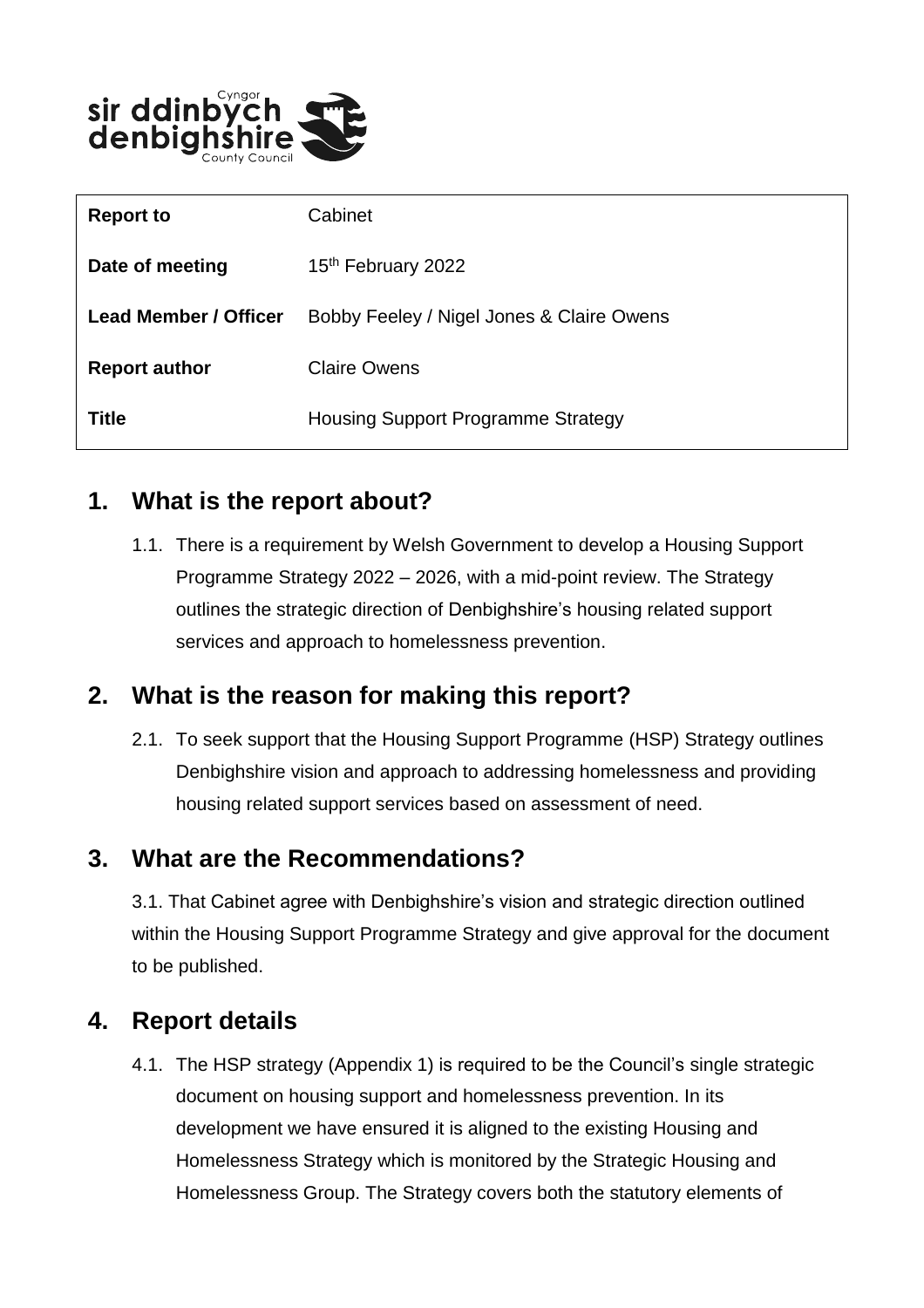| | |
|---|---|
| **Report to** | Cabinet |
| **Date of meeting** | 15th February 2022 |
| **Lead Member / Officer** | Bobby Feeley / Nigel Jones & Claire Owens |
| **Report author** | Claire Owens |
| **Title** | Housing Support Programme Strategy |

## 1. What is the report about?

1.1. There is a requirement by Welsh Government to develop a Housing Support Programme Strategy 2022 – 2026, with a mid-point review. The Strategy outlines the strategic direction of Denbighshire's housing related support services and approach to homelessness prevention.

## 2. What is the reason for making this report?

2.1. To seek support that the Housing Support Programme (HSP) Strategy outlines Denbighshire vision and approach to addressing homelessness and providing housing related support services based on assessment of need.

## 3. What are the Recommendations?

3.1. That Cabinet agree with Denbighshire's vision and strategic direction outlined within the Housing Support Programme Strategy and give approval for the document to be published.

## 4. Report details

4.1. The HSP strategy (Appendix 1) is required to be the Council's single strategic document on housing support and homelessness prevention. In its development we have ensured it is aligned to the existing Housing and Homelessness Strategy which is monitored by the Strategic Housing and Homelessness Group. The Strategy covers both the statutory elements of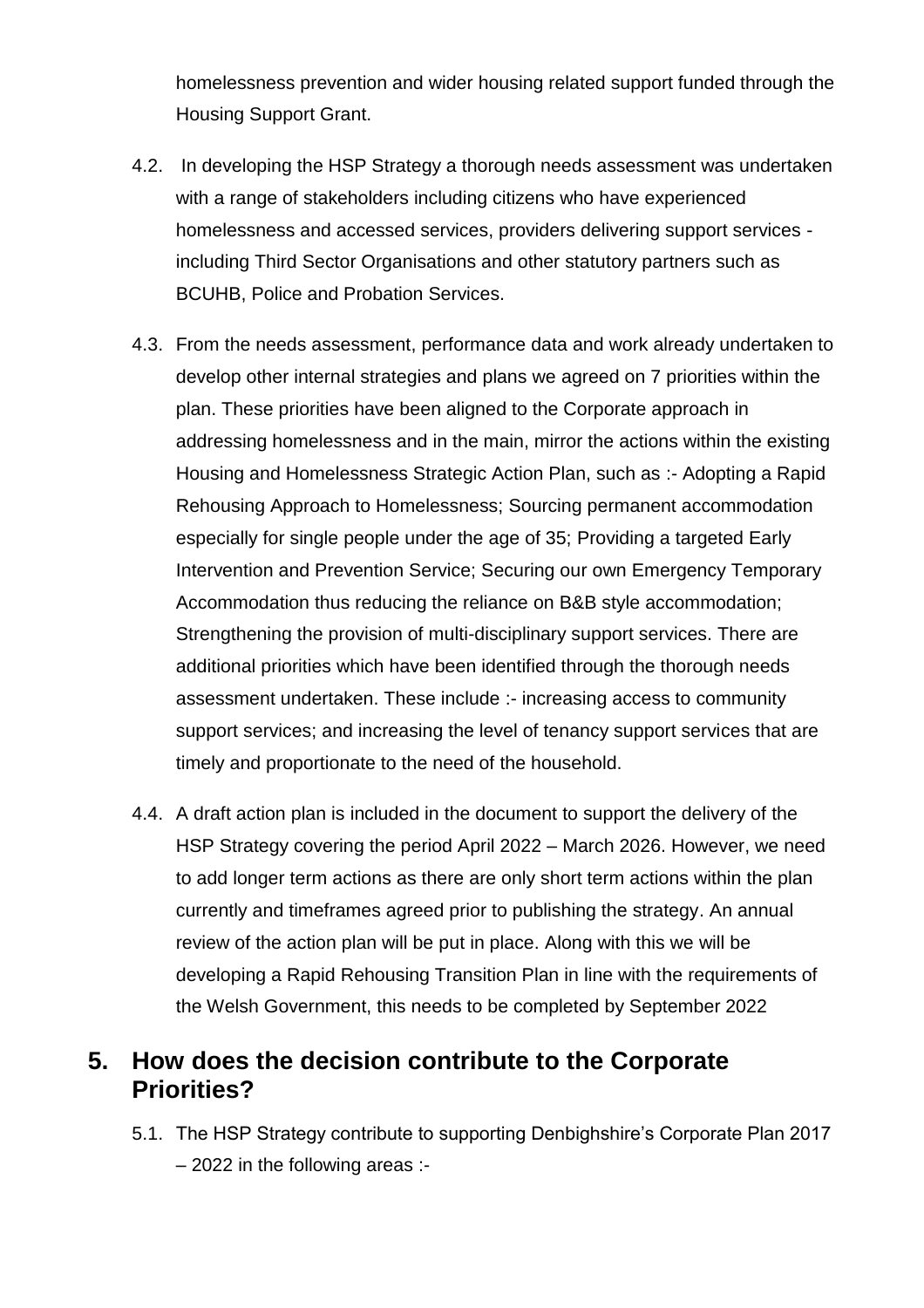homelessness prevention and wider housing related support funded through the Housing Support Grant.

4.2. In developing the HSP Strategy a thorough needs assessment was undertaken with a range of stakeholders including citizens who have experienced homelessness and accessed services, providers delivering support services - including Third Sector Organisations and other statutory partners such as BCUHB, Police and Probation Services.

4.3. From the needs assessment, performance data and work already undertaken to develop other internal strategies and plans we agreed on 7 priorities within the plan. These priorities have been aligned to the Corporate approach in addressing homelessness and in the main, mirror the actions within the existing Housing and Homelessness Strategic Action Plan, such as :- Adopting a Rapid Rehousing Approach to Homelessness; Sourcing permanent accommodation especially for single people under the age of 35; Providing a targeted Early Intervention and Prevention Service; Securing our own Emergency Temporary Accommodation thus reducing the reliance on B&B style accommodation; Strengthening the provision of multi-disciplinary support services. There are additional priorities which have been identified through the thorough needs assessment undertaken. These include :- increasing access to community support services; and increasing the level of tenancy support services that are timely and proportionate to the need of the household.

4.4. A draft action plan is included in the document to support the delivery of the HSP Strategy covering the period April 2022 – March 2026. However, we need to add longer term actions as there are only short term actions within the plan currently and timeframes agreed prior to publishing the strategy. An annual review of the action plan will be put in place. Along with this we will be developing a Rapid Rehousing Transition Plan in line with the requirements of the Welsh Government, this needs to be completed by September 2022

## 5. How does the decision contribute to the Corporate Priorities?

5.1. The HSP Strategy contribute to supporting Denbighshire's Corporate Plan 2017 – 2022 in the following areas :-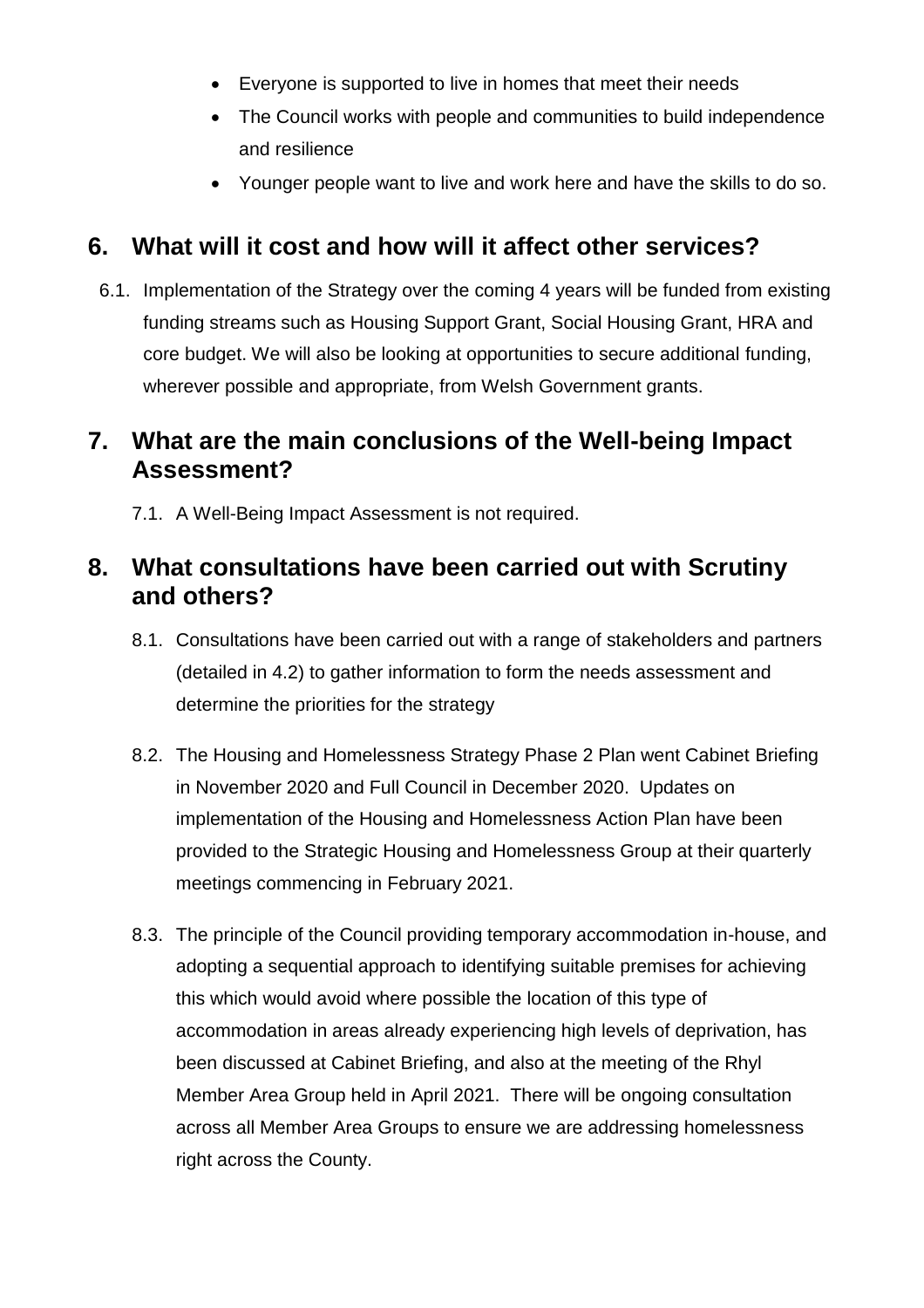- Everyone is supported to live in homes that meet their needs
- The Council works with people and communities to build independence and resilience
- Younger people want to live and work here and have the skills to do so.

## 6. What will it cost and how will it affect other services?

6.1. Implementation of the Strategy over the coming 4 years will be funded from existing funding streams such as Housing Support Grant, Social Housing Grant, HRA and core budget. We will also be looking at opportunities to secure additional funding, wherever possible and appropriate, from Welsh Government grants.

## 7. What are the main conclusions of the Well-being Impact Assessment?

7.1. A Well-Being Impact Assessment is not required.

## 8. What consultations have been carried out with Scrutiny and others?

8.1. Consultations have been carried out with a range of stakeholders and partners (detailed in 4.2) to gather information to form the needs assessment and determine the priorities for the strategy

8.2. The Housing and Homelessness Strategy Phase 2 Plan went Cabinet Briefing in November 2020 and Full Council in December 2020. Updates on implementation of the Housing and Homelessness Action Plan have been provided to the Strategic Housing and Homelessness Group at their quarterly meetings commencing in February 2021.

8.3. The principle of the Council providing temporary accommodation in-house, and adopting a sequential approach to identifying suitable premises for achieving this which would avoid where possible the location of this type of accommodation in areas already experiencing high levels of deprivation, has been discussed at Cabinet Briefing, and also at the meeting of the Rhyl Member Area Group held in April 2021. There will be ongoing consultation across all Member Area Groups to ensure we are addressing homelessness right across the County.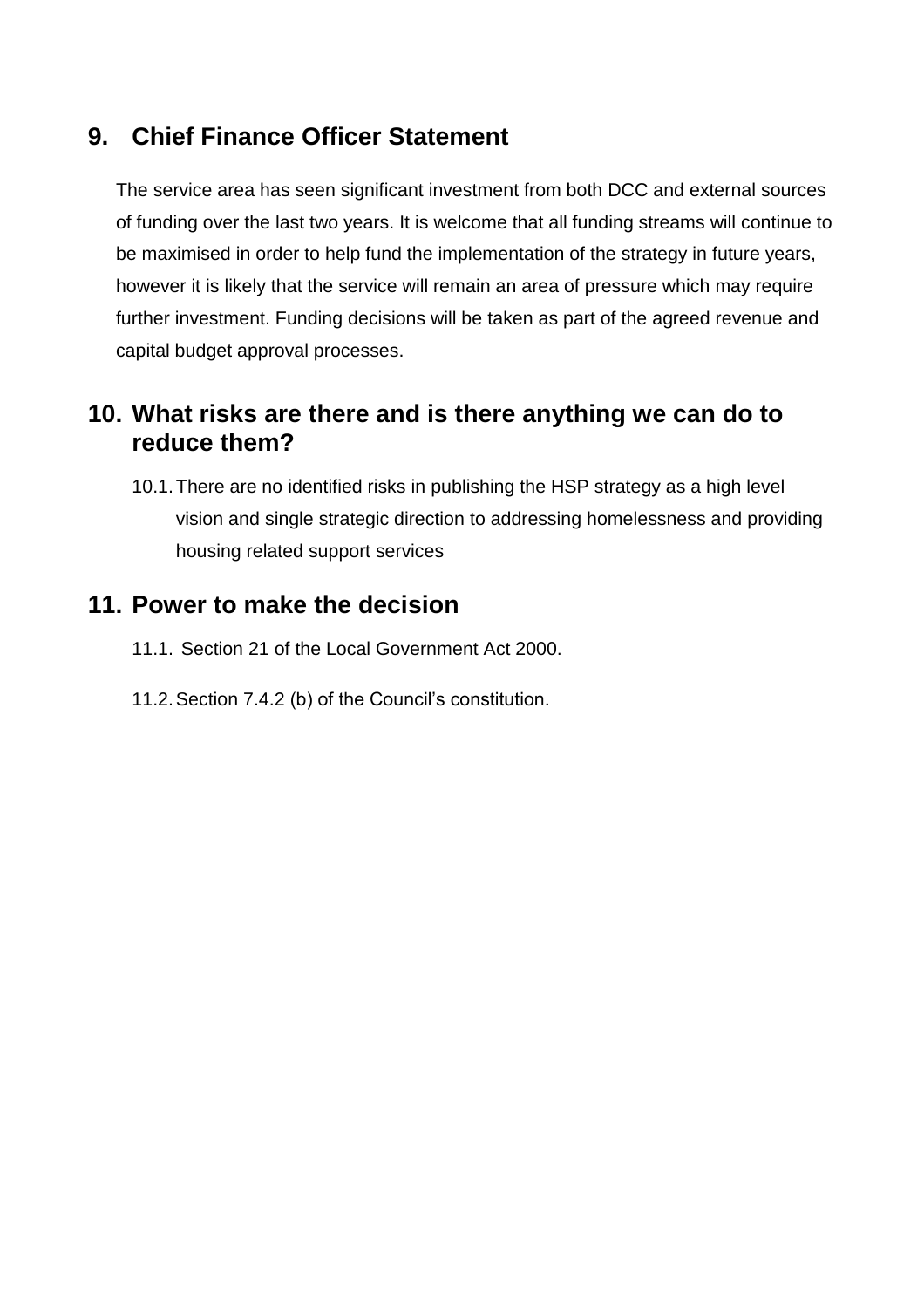## 9. Chief Finance Officer Statement

The service area has seen significant investment from both DCC and external sources of funding over the last two years. It is welcome that all funding streams will continue to be maximised in order to help fund the implementation of the strategy in future years, however it is likely that the service will remain an area of pressure which may require further investment. Funding decisions will be taken as part of the agreed revenue and capital budget approval processes.

## 10. What risks are there and is there anything we can do to reduce them?

10.1. There are no identified risks in publishing the HSP strategy as a high level vision and single strategic direction to addressing homelessness and providing housing related support services

## 11. Power to make the decision

11.1. Section 21 of the Local Government Act 2000.

11.2. Section 7.4.2 (b) of the Council's constitution.